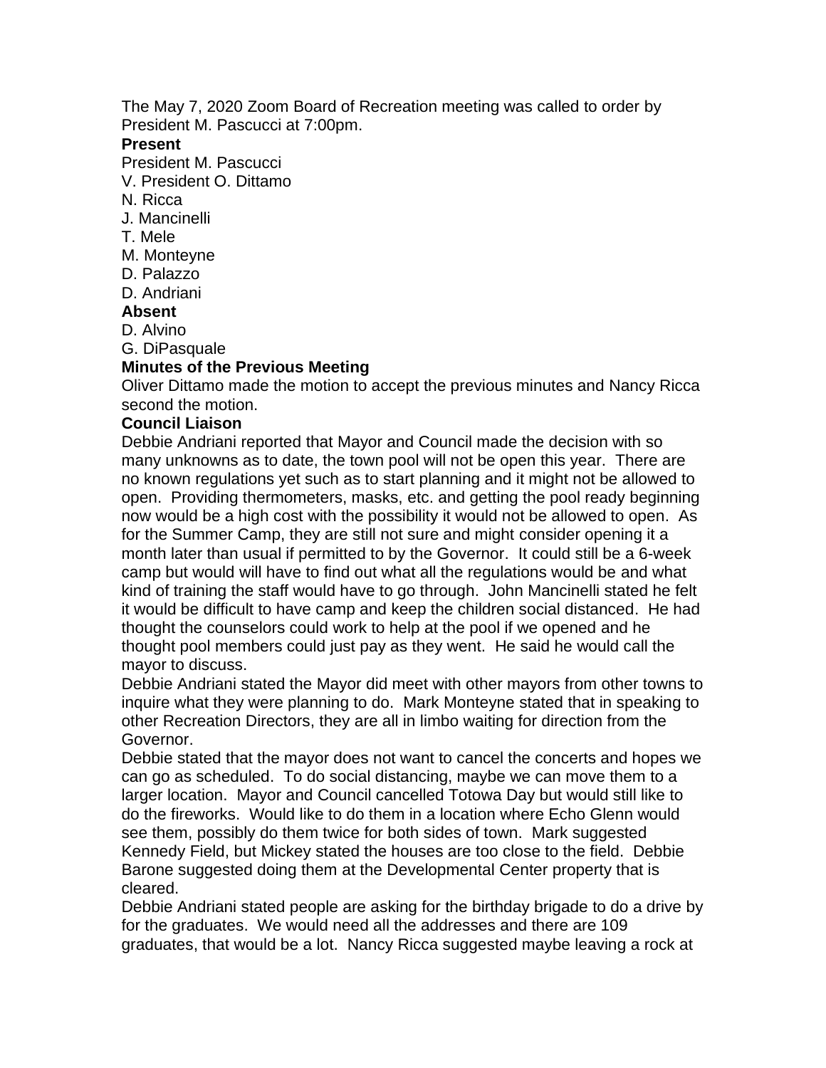The May 7, 2020 Zoom Board of Recreation meeting was called to order by President M. Pascucci at 7:00pm.

**Present**

President M. Pascucci
V. President O. Dittamo
N. Ricca
J. Mancinelli
T. Mele
M. Monteyne
D. Palazzo
D. Andriani

**Absent**

D. Alvino
G. DiPasquale

**Minutes of the Previous Meeting**

Oliver Dittamo made the motion to accept the previous minutes and Nancy Ricca second the motion.

**Council Liaison**

Debbie Andriani reported that Mayor and Council made the decision with so many unknowns as to date, the town pool will not be open this year. There are no known regulations yet such as to start planning and it might not be allowed to open. Providing thermometers, masks, etc. and getting the pool ready beginning now would be a high cost with the possibility it would not be allowed to open. As for the Summer Camp, they are still not sure and might consider opening it a month later than usual if permitted to by the Governor. It could still be a 6-week camp but would will have to find out what all the regulations would be and what kind of training the staff would have to go through. John Mancinelli stated he felt it would be difficult to have camp and keep the children social distanced. He had thought the counselors could work to help at the pool if we opened and he thought pool members could just pay as they went. He said he would call the mayor to discuss.

Debbie Andriani stated the Mayor did meet with other mayors from other towns to inquire what they were planning to do. Mark Monteyne stated that in speaking to other Recreation Directors, they are all in limbo waiting for direction from the Governor.

Debbie stated that the mayor does not want to cancel the concerts and hopes we can go as scheduled. To do social distancing, maybe we can move them to a larger location. Mayor and Council cancelled Totowa Day but would still like to do the fireworks. Would like to do them in a location where Echo Glenn would see them, possibly do them twice for both sides of town. Mark suggested Kennedy Field, but Mickey stated the houses are too close to the field. Debbie Barone suggested doing them at the Developmental Center property that is cleared.

Debbie Andriani stated people are asking for the birthday brigade to do a drive by for the graduates. We would need all the addresses and there are 109 graduates, that would be a lot. Nancy Ricca suggested maybe leaving a rock at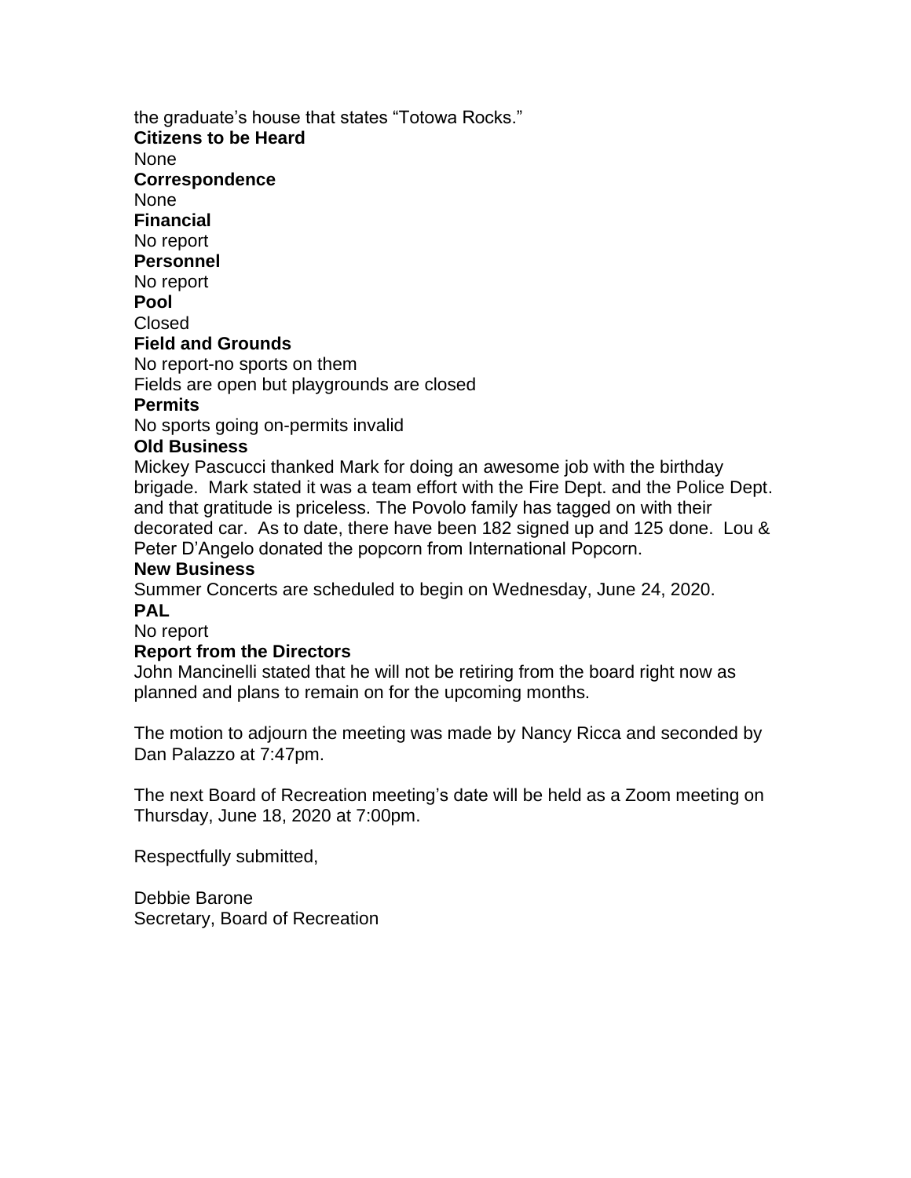the graduate's house that states "Totowa Rocks."

**Citizens to be Heard**

None

**Correspondence**

None

**Financial**

No report

**Personnel**

No report

**Pool**

Closed

**Field and Grounds**

No report-no sports on them

Fields are open but playgrounds are closed

**Permits**

No sports going on-permits invalid

**Old Business**

Mickey Pascucci thanked Mark for doing an awesome job with the birthday brigade. Mark stated it was a team effort with the Fire Dept. and the Police Dept. and that gratitude is priceless. The Povolo family has tagged on with their decorated car. As to date, there have been 182 signed up and 125 done. Lou & Peter D'Angelo donated the popcorn from International Popcorn.

**New Business**

Summer Concerts are scheduled to begin on Wednesday, June 24, 2020.

**PAL**

No report

**Report from the Directors**

John Mancinelli stated that he will not be retiring from the board right now as planned and plans to remain on for the upcoming months.

The motion to adjourn the meeting was made by Nancy Ricca and seconded by Dan Palazzo at 7:47pm.

The next Board of Recreation meeting's date will be held as a Zoom meeting on Thursday, June 18, 2020 at 7:00pm.

Respectfully submitted,

Debbie Barone
Secretary, Board of Recreation